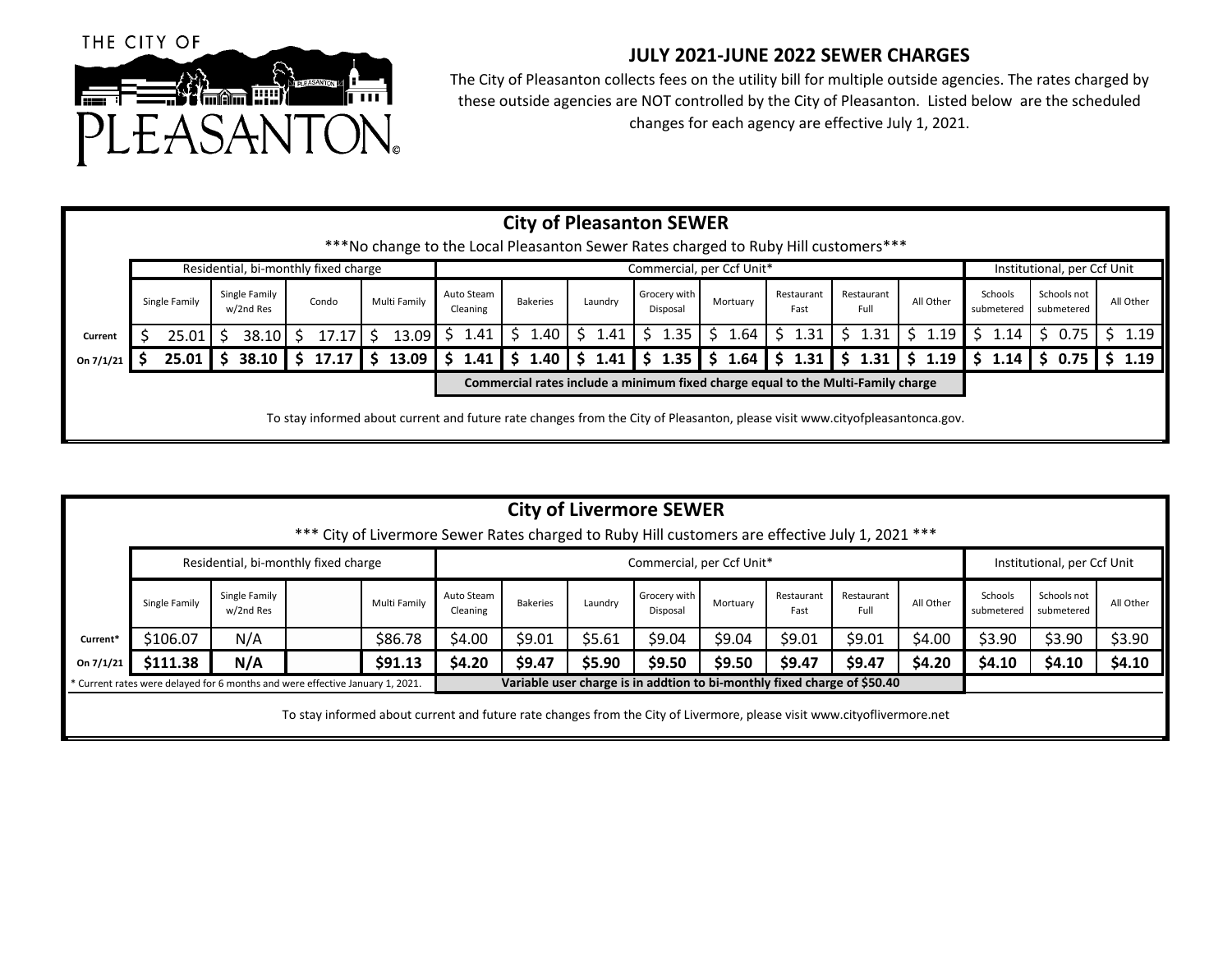THE CITY OF PLEASANTON

## JULY 2021-JUNE 2022 SEWER CHARGES

The City of Pleasanton collects fees on the utility bill for multiple outside agencies. The rates charged by these outside agencies are NOT controlled by the City of Pleasanton. Listed below are the scheduled changes for each agency are effective July 1, 2021.

### City of Pleasanton SEWER

***No change to the Local Pleasanton Sewer Rates charged to Ruby Hill customers***

| | Residential, bi-monthly fixed charge | | | | Commercial, per Ccf Unit* | | | | | | | | Institutional, per Ccf Unit | | |
|---|---|---|---|---|---|---|---|---|---|---|---|---|---|---|---|
| | Single Family | Single Family w/2nd Res | Condo | Multi Family | Auto Steam Cleaning | Bakeries | Laundry | Grocery with Disposal | Mortuary | Restaurant Fast | Restaurant Full | All Other | Schools submetered | Schools not submetered | All Other |
| **Current** | $ 25.01 | $ 38.10 | $ 17.17 | $ 13.09 | $ 1.41 | $ 1.40 | $ 1.41 | $ 1.35 | $ 1.64 | $ 1.31 | $ 1.31 | $ 1.19 | $ 1.14 | $ 0.75 | $ 1.19 |
| **On 7/1/21** | **$ 25.01** | **$ 38.10** | **$ 17.17** | **$ 13.09** | **$ 1.41** | **$ 1.40** | **$ 1.41** | **$ 1.35** | **$ 1.64** | **$ 1.31** | **$ 1.31** | **$ 1.19** | **$ 1.14** | **$ 0.75** | **$ 1.19** |

**Commercial rates include a minimum fixed charge equal to the Multi-Family charge**

To stay informed about current and future rate changes from the City of Pleasanton, please visit www.cityofpleasantonca.gov.

### City of Livermore SEWER

*** City of Livermore Sewer Rates charged to Ruby Hill customers are effective July 1, 2021 ***

| | Residential, bi-monthly fixed charge | | | | Commercial, per Ccf Unit* | | | | | | | | Institutional, per Ccf Unit | | |
|---|---|---|---|---|---|---|---|---|---|---|---|---|---|---|---|
| | Single Family | Single Family w/2nd Res | | Multi Family | Auto Steam Cleaning | Bakeries | Laundry | Grocery with Disposal | Mortuary | Restaurant Fast | Restaurant Full | All Other | Schools submetered | Schools not submetered | All Other |
| **Current*** | $106.07 | N/A | | $86.78 | $4.00 | $9.01 | $5.61 | $9.04 | $9.04 | $9.01 | $9.01 | $4.00 | $3.90 | $3.90 | $3.90 |
| **On 7/1/21** | **$111.38** | **N/A** | | **$91.13** | **$4.20** | **$9.47** | **$5.90** | **$9.50** | **$9.50** | **$9.47** | **$9.47** | **$4.20** | **$4.10** | **$4.10** | **$4.10** |

* Current rates were delayed for 6 months and were effective January 1, 2021.

**Variable user charge is in addtion to bi-monthly fixed charge of $50.40**

To stay informed about current and future rate changes from the City of Livermore, please visit www.cityoflivermore.net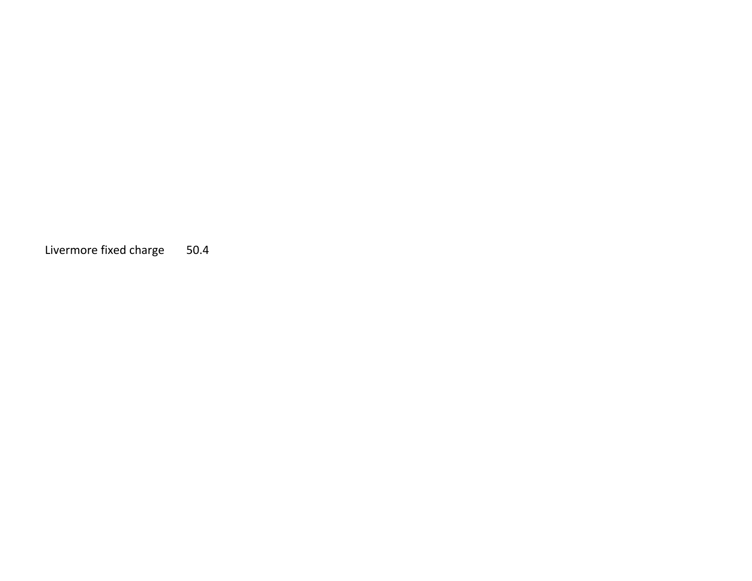Livermore fixed charge 50.4